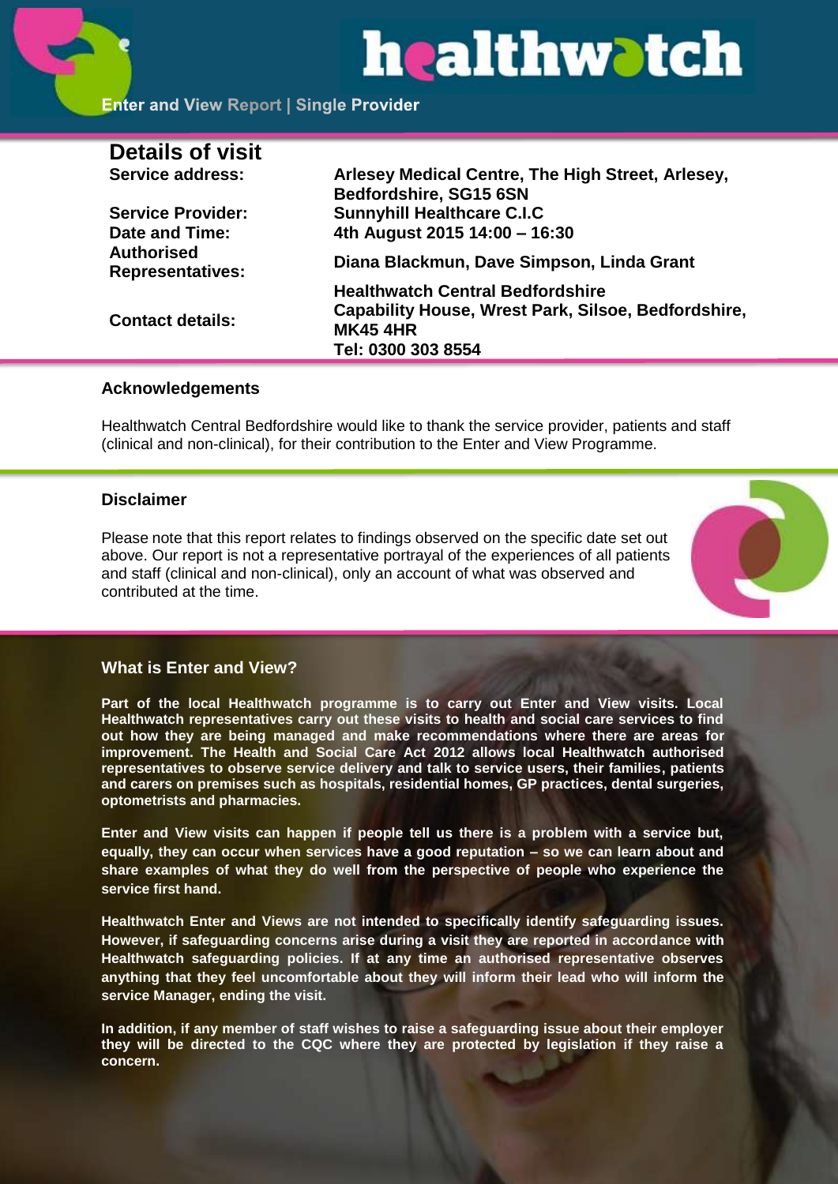# healthwatch

**Enter and View Report | Single Provider**

## Details of visit

| | |
|---|---|
| **Service address:** | **Arlesey Medical Centre, The High Street, Arlesey, Bedfordshire, SG15 6SN** |
| **Service Provider:** | **Sunnyhill Healthcare C.I.C** |
| **Date and Time:** | **4th August 2015 14:00 – 16:30** |
| **Authorised Representatives:** | **Diana Blackmun, Dave Simpson, Linda Grant** |
| **Contact details:** | **Healthwatch Central Bedfordshire Capability House, Wrest Park, Silsoe, Bedfordshire, MK45 4HR Tel: 0300 303 8554** |

### Acknowledgements

Healthwatch Central Bedfordshire would like to thank the service provider, patients and staff (clinical and non-clinical), for their contribution to the Enter and View Programme.

### Disclaimer

Please note that this report relates to findings observed on the specific date set out above. Our report is not a representative portrayal of the experiences of all patients and staff (clinical and non-clinical), only an account of what was observed and contributed at the time.

### What is Enter and View?

**Part of the local Healthwatch programme is to carry out Enter and View visits. Local Healthwatch representatives carry out these visits to health and social care services to find out how they are being managed and make recommendations where there are areas for improvement. The Health and Social Care Act 2012 allows local Healthwatch authorised representatives to observe service delivery and talk to service users, their families, patients and carers on premises such as hospitals, residential homes, GP practices, dental surgeries, optometrists and pharmacies.**

**Enter and View visits can happen if people tell us there is a problem with a service but, equally, they can occur when services have a good reputation – so we can learn about and share examples of what they do well from the perspective of people who experience the service first hand.**

**Healthwatch Enter and Views are not intended to specifically identify safeguarding issues. However, if safeguarding concerns arise during a visit they are reported in accordance with Healthwatch safeguarding policies. If at any time an authorised representative observes anything that they feel uncomfortable about they will inform their lead who will inform the service Manager, ending the visit.**

**In addition, if any member of staff wishes to raise a safeguarding issue about their employer they will be directed to the CQC where they are protected by legislation if they raise a concern.**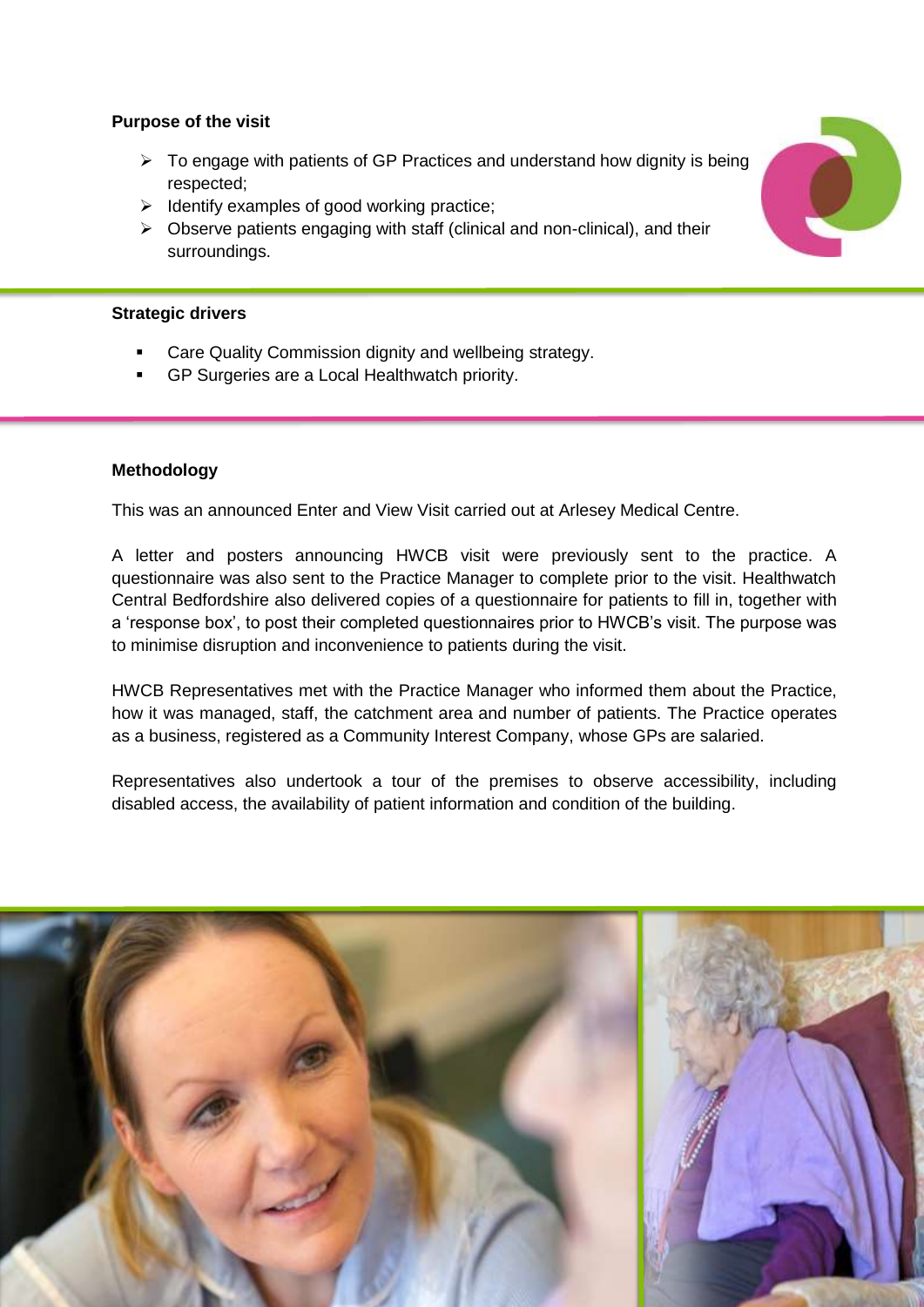**Purpose of the visit**

- To engage with patients of GP Practices and understand how dignity is being respected;
- Identify examples of good working practice;
- Observe patients engaging with staff (clinical and non-clinical), and their surroundings.

**Strategic drivers**

- Care Quality Commission dignity and wellbeing strategy.
- GP Surgeries are a Local Healthwatch priority.

**Methodology**

This was an announced Enter and View Visit carried out at Arlesey Medical Centre.

A letter and posters announcing HWCB visit were previously sent to the practice. A questionnaire was also sent to the Practice Manager to complete prior to the visit. Healthwatch Central Bedfordshire also delivered copies of a questionnaire for patients to fill in, together with a 'response box', to post their completed questionnaires prior to HWCB's visit. The purpose was to minimise disruption and inconvenience to patients during the visit.

HWCB Representatives met with the Practice Manager who informed them about the Practice, how it was managed, staff, the catchment area and number of patients. The Practice operates as a business, registered as a Community Interest Company, whose GPs are salaried.

Representatives also undertook a tour of the premises to observe accessibility, including disabled access, the availability of patient information and condition of the building.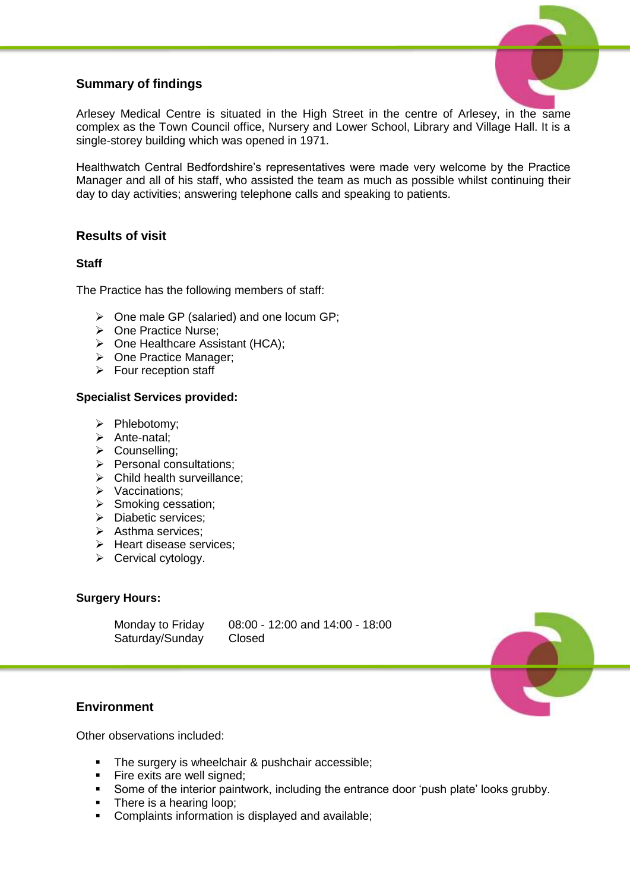## Summary of findings

Arlesey Medical Centre is situated in the High Street in the centre of Arlesey, in the same complex as the Town Council office, Nursery and Lower School, Library and Village Hall. It is a single-storey building which was opened in 1971.

Healthwatch Central Bedfordshire's representatives were made very welcome by the Practice Manager and all of his staff, who assisted the team as much as possible whilst continuing their day to day activities; answering telephone calls and speaking to patients.

## Results of visit

### Staff

The Practice has the following members of staff:

- One male GP (salaried) and one locum GP;
- One Practice Nurse;
- One Healthcare Assistant (HCA);
- One Practice Manager;
- Four reception staff

### Specialist Services provided:

- Phlebotomy;
- Ante-natal;
- Counselling;
- Personal consultations;
- Child health surveillance;
- Vaccinations;
- Smoking cessation;
- Diabetic services;
- Asthma services;
- Heart disease services;
- Cervical cytology.

### Surgery Hours:

| | |
|---|---|
| Monday to Friday | 08:00 - 12:00 and 14:00 - 18:00 |
| Saturday/Sunday | Closed |

## Environment

Other observations included:

- The surgery is wheelchair & pushchair accessible;
- Fire exits are well signed;
- Some of the interior paintwork, including the entrance door 'push plate' looks grubby.
- There is a hearing loop;
- Complaints information is displayed and available;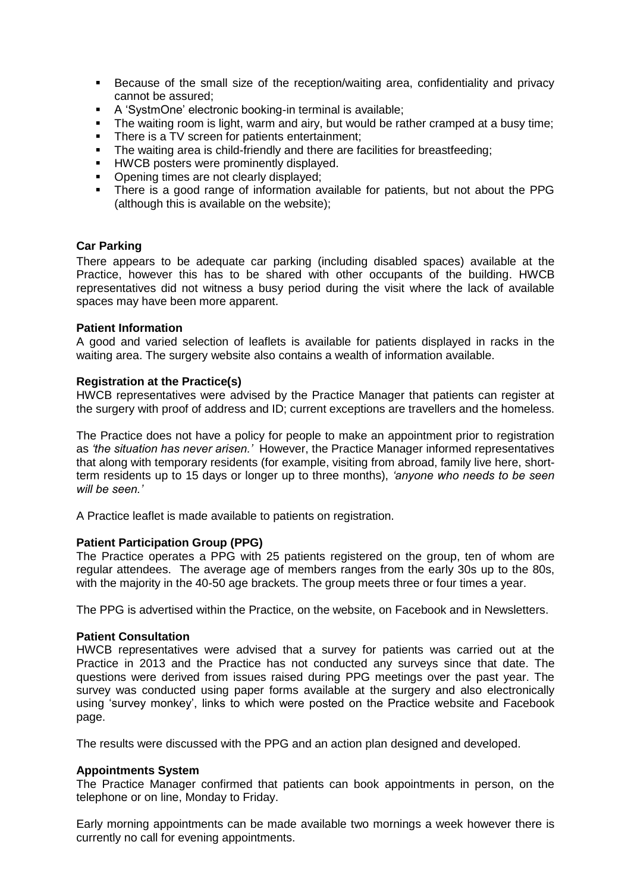- Because of the small size of the reception/waiting area, confidentiality and privacy cannot be assured;
- A 'SystmOne' electronic booking-in terminal is available;
- The waiting room is light, warm and airy, but would be rather cramped at a busy time;
- There is a TV screen for patients entertainment;
- The waiting area is child-friendly and there are facilities for breastfeeding;
- HWCB posters were prominently displayed.
- Opening times are not clearly displayed;
- There is a good range of information available for patients, but not about the PPG (although this is available on the website);

**Car Parking**

There appears to be adequate car parking (including disabled spaces) available at the Practice, however this has to be shared with other occupants of the building. HWCB representatives did not witness a busy period during the visit where the lack of available spaces may have been more apparent.

**Patient Information**

A good and varied selection of leaflets is available for patients displayed in racks in the waiting area. The surgery website also contains a wealth of information available.

**Registration at the Practice(s)**

HWCB representatives were advised by the Practice Manager that patients can register at the surgery with proof of address and ID; current exceptions are travellers and the homeless.

The Practice does not have a policy for people to make an appointment prior to registration as *'the situation has never arisen.'* However, the Practice Manager informed representatives that along with temporary residents (for example, visiting from abroad, family live here, short-term residents up to 15 days or longer up to three months), *'anyone who needs to be seen will be seen.'*

A Practice leaflet is made available to patients on registration.

**Patient Participation Group (PPG)**

The Practice operates a PPG with 25 patients registered on the group, ten of whom are regular attendees. The average age of members ranges from the early 30s up to the 80s, with the majority in the 40-50 age brackets. The group meets three or four times a year.

The PPG is advertised within the Practice, on the website, on Facebook and in Newsletters.

**Patient Consultation**

HWCB representatives were advised that a survey for patients was carried out at the Practice in 2013 and the Practice has not conducted any surveys since that date. The questions were derived from issues raised during PPG meetings over the past year. The survey was conducted using paper forms available at the surgery and also electronically using 'survey monkey', links to which were posted on the Practice website and Facebook page.

The results were discussed with the PPG and an action plan designed and developed.

**Appointments System**

The Practice Manager confirmed that patients can book appointments in person, on the telephone or on line, Monday to Friday.

Early morning appointments can be made available two mornings a week however there is currently no call for evening appointments.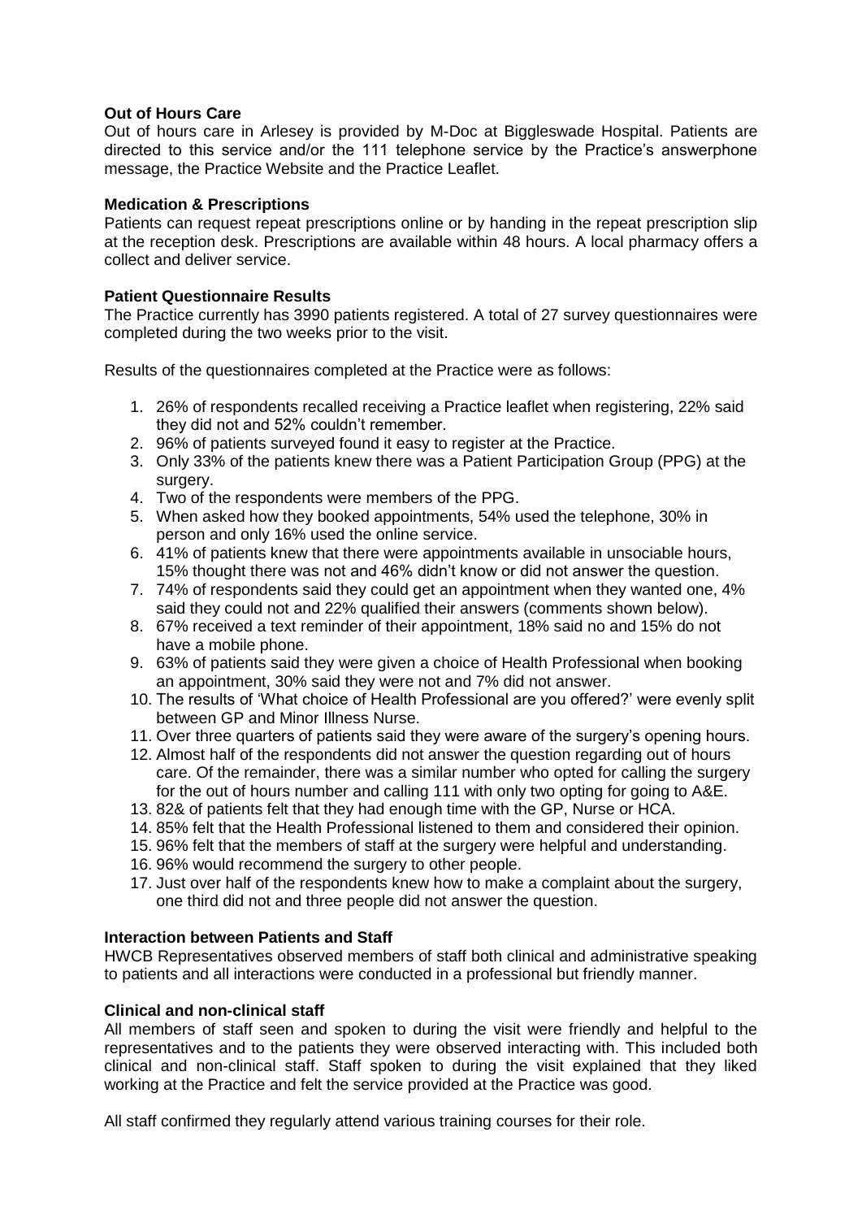**Out of Hours Care**

Out of hours care in Arlesey is provided by M-Doc at Biggleswade Hospital. Patients are directed to this service and/or the 111 telephone service by the Practice's answerphone message, the Practice Website and the Practice Leaflet.

**Medication & Prescriptions**

Patients can request repeat prescriptions online or by handing in the repeat prescription slip at the reception desk. Prescriptions are available within 48 hours. A local pharmacy offers a collect and deliver service.

**Patient Questionnaire Results**

The Practice currently has 3990 patients registered. A total of 27 survey questionnaires were completed during the two weeks prior to the visit.

Results of the questionnaires completed at the Practice were as follows:

1. 26% of respondents recalled receiving a Practice leaflet when registering, 22% said they did not and 52% couldn't remember.
2. 96% of patients surveyed found it easy to register at the Practice.
3. Only 33% of the patients knew there was a Patient Participation Group (PPG) at the surgery.
4. Two of the respondents were members of the PPG.
5. When asked how they booked appointments, 54% used the telephone, 30% in person and only 16% used the online service.
6. 41% of patients knew that there were appointments available in unsociable hours, 15% thought there was not and 46% didn't know or did not answer the question.
7. 74% of respondents said they could get an appointment when they wanted one, 4% said they could not and 22% qualified their answers (comments shown below).
8. 67% received a text reminder of their appointment, 18% said no and 15% do not have a mobile phone.
9. 63% of patients said they were given a choice of Health Professional when booking an appointment, 30% said they were not and 7% did not answer.
10. The results of 'What choice of Health Professional are you offered?' were evenly split between GP and Minor Illness Nurse.
11. Over three quarters of patients said they were aware of the surgery's opening hours.
12. Almost half of the respondents did not answer the question regarding out of hours care. Of the remainder, there was a similar number who opted for calling the surgery for the out of hours number and calling 111 with only two opting for going to A&E.
13. 82& of patients felt that they had enough time with the GP, Nurse or HCA.
14. 85% felt that the Health Professional listened to them and considered their opinion.
15. 96% felt that the members of staff at the surgery were helpful and understanding.
16. 96% would recommend the surgery to other people.
17. Just over half of the respondents knew how to make a complaint about the surgery, one third did not and three people did not answer the question.

**Interaction between Patients and Staff**

HWCB Representatives observed members of staff both clinical and administrative speaking to patients and all interactions were conducted in a professional but friendly manner.

**Clinical and non-clinical staff**

All members of staff seen and spoken to during the visit were friendly and helpful to the representatives and to the patients they were observed interacting with. This included both clinical and non-clinical staff. Staff spoken to during the visit explained that they liked working at the Practice and felt the service provided at the Practice was good.

All staff confirmed they regularly attend various training courses for their role.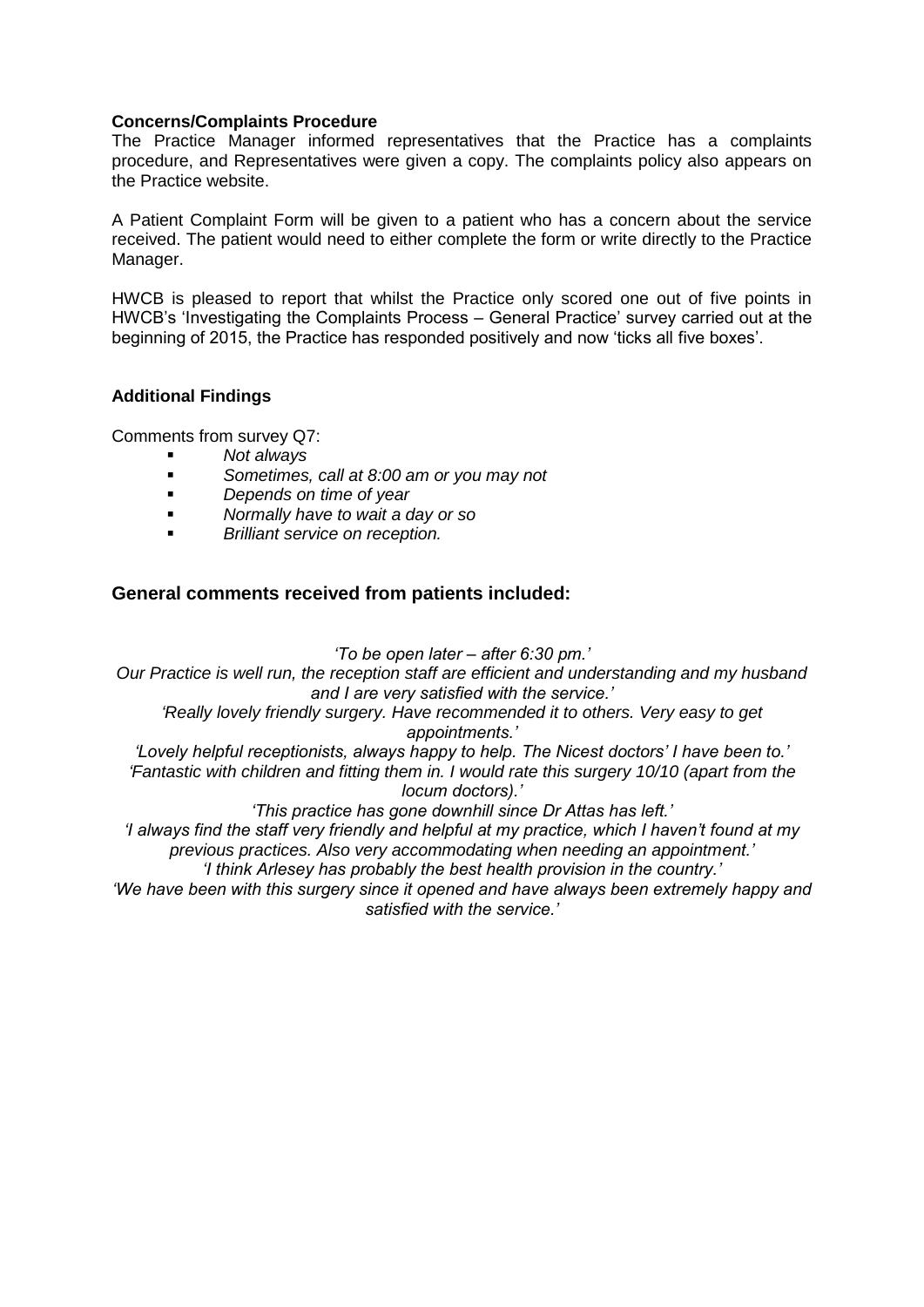**Concerns/Complaints Procedure**

The Practice Manager informed representatives that the Practice has a complaints procedure, and Representatives were given a copy. The complaints policy also appears on the Practice website.

A Patient Complaint Form will be given to a patient who has a concern about the service received. The patient would need to either complete the form or write directly to the Practice Manager.

HWCB is pleased to report that whilst the Practice only scored one out of five points in HWCB's 'Investigating the Complaints Process – General Practice' survey carried out at the beginning of 2015, the Practice has responded positively and now 'ticks all five boxes'.

**Additional Findings**

Comments from survey Q7:

- *Not always*
- *Sometimes, call at 8:00 am or you may not*
- *Depends on time of year*
- *Normally have to wait a day or so*
- *Brilliant service on reception.*

### General comments received from patients included:

*'To be open later – after 6:30 pm.'*

*Our Practice is well run, the reception staff are efficient and understanding and my husband and I are very satisfied with the service.'*

*'Really lovely friendly surgery. Have recommended it to others. Very easy to get appointments.'*

*'Lovely helpful receptionists, always happy to help. The Nicest doctors' I have been to.'*

*'Fantastic with children and fitting them in. I would rate this surgery 10/10 (apart from the locum doctors).'*

*'This practice has gone downhill since Dr Attas has left.'*

*'I always find the staff very friendly and helpful at my practice, which I haven't found at my previous practices. Also very accommodating when needing an appointment.'*

*'I think Arlesey has probably the best health provision in the country.'*

*'We have been with this surgery since it opened and have always been extremely happy and satisfied with the service.'*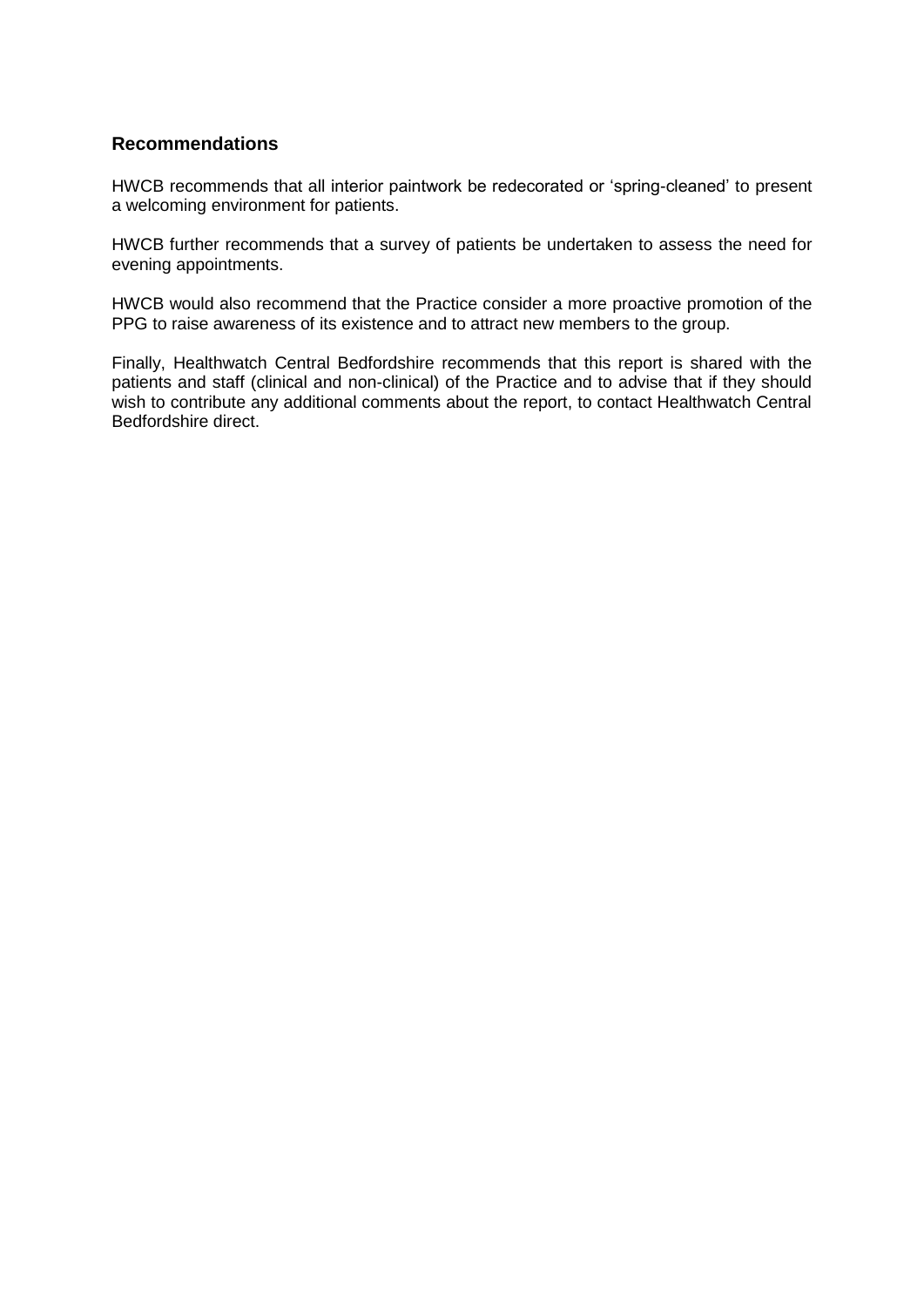## Recommendations

HWCB recommends that all interior paintwork be redecorated or 'spring-cleaned' to present a welcoming environment for patients.

HWCB further recommends that a survey of patients be undertaken to assess the need for evening appointments.

HWCB would also recommend that the Practice consider a more proactive promotion of the PPG to raise awareness of its existence and to attract new members to the group.

Finally, Healthwatch Central Bedfordshire recommends that this report is shared with the patients and staff (clinical and non-clinical) of the Practice and to advise that if they should wish to contribute any additional comments about the report, to contact Healthwatch Central Bedfordshire direct.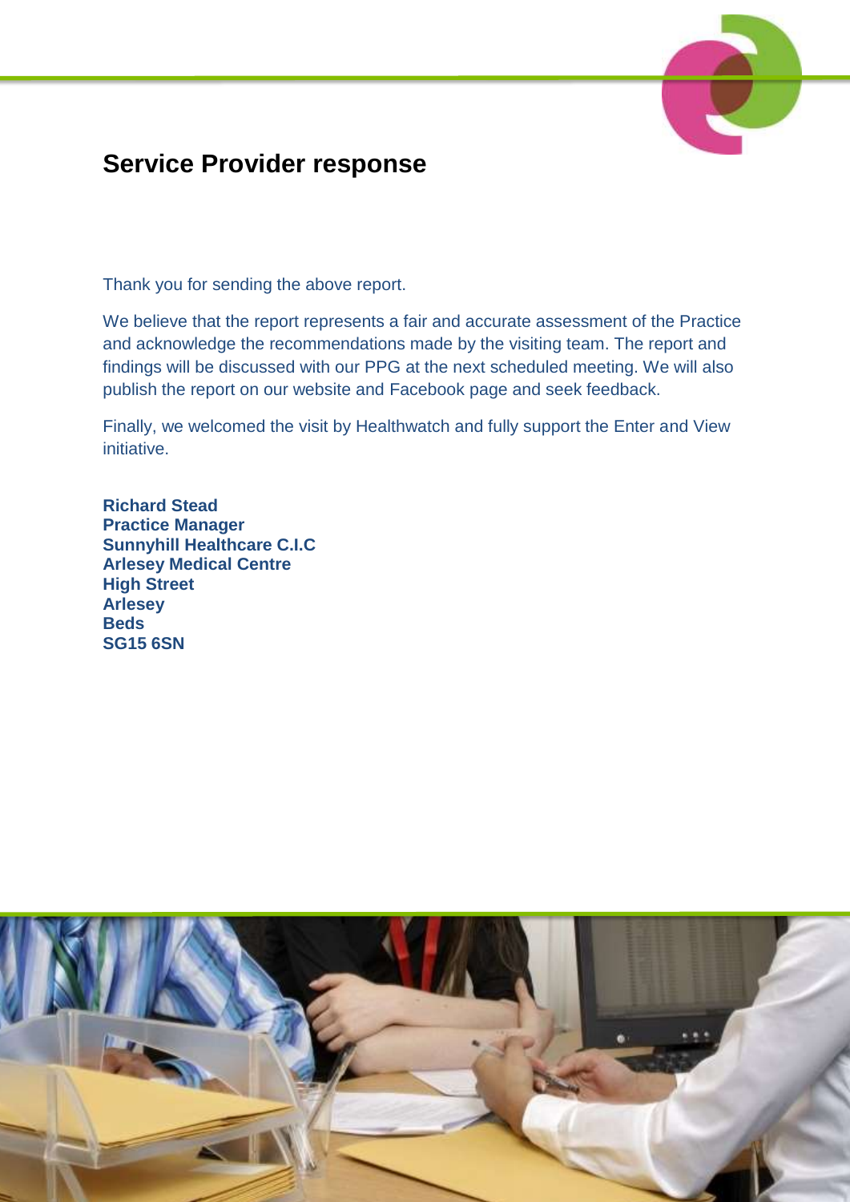# Service Provider response

Thank you for sending the above report.

We believe that the report represents a fair and accurate assessment of the Practice and acknowledge the recommendations made by the visiting team. The report and findings will be discussed with our PPG at the next scheduled meeting. We will also publish the report on our website and Facebook page and seek feedback.

Finally, we welcomed the visit by Healthwatch and fully support the Enter and View initiative.

**Richard Stead**
**Practice Manager**
**Sunnyhill Healthcare C.I.C**
**Arlesey Medical Centre**
**High Street**
**Arlesey**
**Beds**
**SG15 6SN**